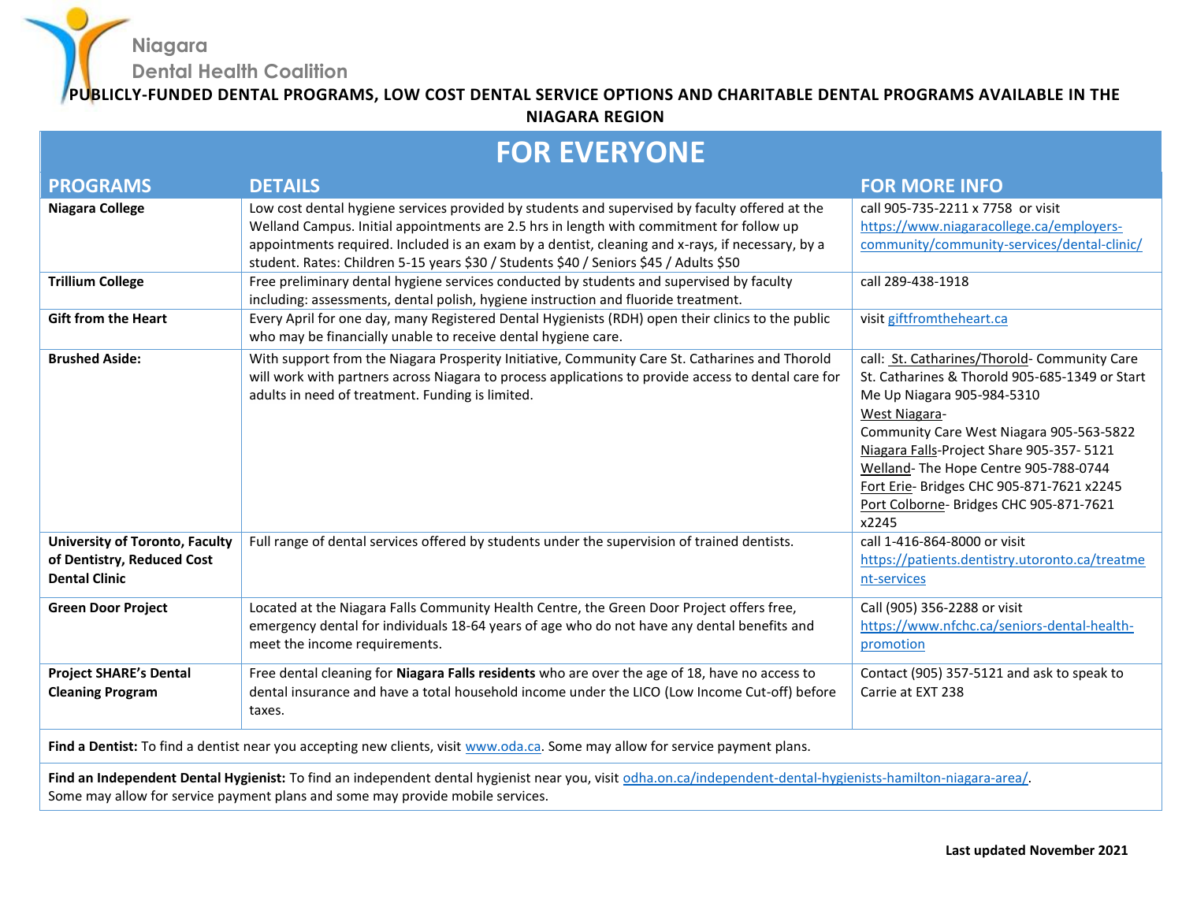Niagara
Dental Health Coalition

# PUBLICLY-FUNDED DENTAL PROGRAMS, LOW COST DENTAL SERVICE OPTIONS AND CHARITABLE DENTAL PROGRAMS AVAILABLE IN THE NIAGARA REGION

## FOR EVERYONE

| PROGRAMS | DETAILS | FOR MORE INFO |
|---|---|---|
| **Niagara College** | Low cost dental hygiene services provided by students and supervised by faculty offered at the Welland Campus. Initial appointments are 2.5 hrs in length with commitment for follow up appointments required. Included is an exam by a dentist, cleaning and x-rays, if necessary, by a student. Rates: Children 5-15 years $30 / Students $40 / Seniors $45 / Adults $50 | call 905-735-2211 x 7758 or visit https://www.niagaracollege.ca/employers-community/community-services/dental-clinic/ |
| **Trillium College** | Free preliminary dental hygiene services conducted by students and supervised by faculty including: assessments, dental polish, hygiene instruction and fluoride treatment. | call 289-438-1918 |
| **Gift from the Heart** | Every April for one day, many Registered Dental Hygienists (RDH) open their clinics to the public who may be financially unable to receive dental hygiene care. | visit giftfromtheheart.ca |
| **Brushed Aside:** | With support from the Niagara Prosperity Initiative, Community Care St. Catharines and Thorold will work with partners across Niagara to process applications to provide access to dental care for adults in need of treatment. Funding is limited. | call: St. Catharines/Thorold- Community Care St. Catharines & Thorold 905-685-1349 or Start Me Up Niagara 905-984-5310<br>West Niagara- Community Care West Niagara 905-563-5822<br>Niagara Falls-Project Share 905-357- 5121<br>Welland- The Hope Centre 905-788-0744<br>Fort Erie- Bridges CHC 905-871-7621 x2245<br>Port Colborne- Bridges CHC 905-871-7621 x2245 |
| **University of Toronto, Faculty of Dentistry, Reduced Cost Dental Clinic** | Full range of dental services offered by students under the supervision of trained dentists. | call 1-416-864-8000 or visit https://patients.dentistry.utoronto.ca/treatment-services |
| **Green Door Project** | Located at the Niagara Falls Community Health Centre, the Green Door Project offers free, emergency dental for individuals 18-64 years of age who do not have any dental benefits and meet the income requirements. | Call (905) 356-2288 or visit https://www.nfchc.ca/seniors-dental-health-promotion |
| **Project SHARE's Dental Cleaning Program** | Free dental cleaning for **Niagara Falls residents** who are over the age of 18, have no access to dental insurance and have a total household income under the LICO (Low Income Cut-off) before taxes. | Contact (905) 357-5121 and ask to speak to Carrie at EXT 238 |

**Find a Dentist:** To find a dentist near you accepting new clients, visit www.oda.ca. Some may allow for service payment plans.

**Find an Independent Dental Hygienist:** To find an independent dental hygienist near you, visit odha.on.ca/independent-dental-hygienists-hamilton-niagara-area/. Some may allow for service payment plans and some may provide mobile services.

**Last updated November 2021**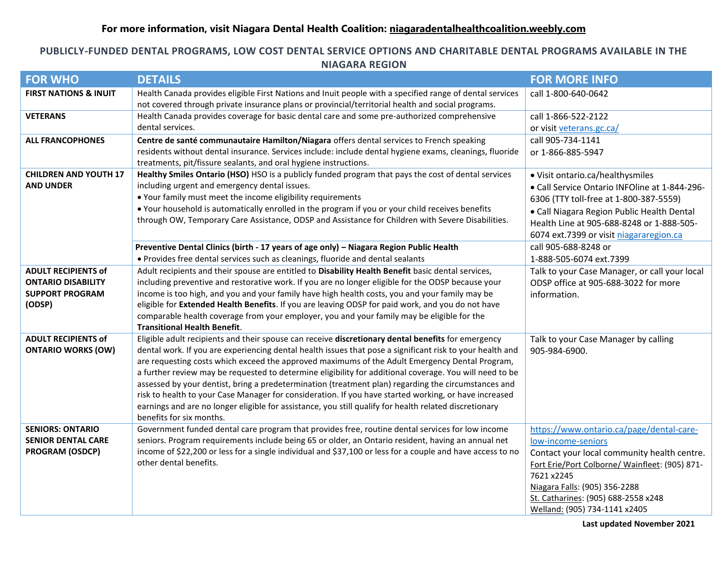**For more information, visit Niagara Dental Health Coalition: niagaradentalhealthcoalition.weebly.com**

## PUBLICLY-FUNDED DENTAL PROGRAMS, LOW COST DENTAL SERVICE OPTIONS AND CHARITABLE DENTAL PROGRAMS AVAILABLE IN THE NIAGARA REGION

| FOR WHO | DETAILS | FOR MORE INFO |
|---|---|---|
| **FIRST NATIONS & INUIT** | Health Canada provides eligible First Nations and Inuit people with a specified range of dental services not covered through private insurance plans or provincial/territorial health and social programs. | call 1-800-640-0642 |
| **VETERANS** | Health Canada provides coverage for basic dental care and some pre-authorized comprehensive dental services. | call 1-866-522-2122<br>or visit veterans.gc.ca/ |
| **ALL FRANCOPHONES** | **Centre de santé communautaire Hamilton/Niagara** offers dental services to French speaking residents without dental insurance. Services include: include dental hygiene exams, cleanings, fluoride treatments, pit/fissure sealants, and oral hygiene instructions. | call 905-734-1141<br>or 1-866-885-5947 |
| **CHILDREN AND YOUTH 17 AND UNDER** | **Healthy Smiles Ontario (HSO)** HSO is a publicly funded program that pays the cost of dental services including urgent and emergency dental issues.<br>• Your family must meet the income eligibility requirements<br>• Your household is automatically enrolled in the program if you or your child receives benefits through OW, Temporary Care Assistance, ODSP and Assistance for Children with Severe Disabilities. | • Visit ontario.ca/healthysmiles<br>• Call Service Ontario INFOline at 1-844-296-6306 (TTY toll-free at 1-800-387-5559)<br>• Call Niagara Region Public Health Dental Health Line at 905-688-8248 or 1-888-505-6074 ext.7399 or visit niagararegion.ca |
| | **Preventive Dental Clinics (birth - 17 years of age only) – Niagara Region Public Health**<br>• Provides free dental services such as cleanings, fluoride and dental sealants | call 905-688-8248 or<br>1-888-505-6074 ext.7399 |
| **ADULT RECIPIENTS of ONTARIO DISABILITY SUPPORT PROGRAM (ODSP)** | Adult recipients and their spouse are entitled to **Disability Health Benefit** basic dental services, including preventive and restorative work. If you are no longer eligible for the ODSP because your income is too high, and you and your family have high health costs, you and your family may be eligible for **Extended Health Benefits**. If you are leaving ODSP for paid work, and you do not have comparable health coverage from your employer, you and your family may be eligible for the **Transitional Health Benefit**. | Talk to your Case Manager, or call your local ODSP office at 905-688-3022 for more information. |
| **ADULT RECIPIENTS of ONTARIO WORKS (OW)** | Eligible adult recipients and their spouse can receive **discretionary dental benefits** for emergency dental work. If you are experiencing dental health issues that pose a significant risk to your health and are requesting costs which exceed the approved maximums of the Adult Emergency Dental Program, a further review may be requested to determine eligibility for additional coverage. You will need to be assessed by your dentist, bring a predetermination (treatment plan) regarding the circumstances and risk to health to your Case Manager for consideration. If you have started working, or have increased earnings and are no longer eligible for assistance, you still qualify for health related discretionary benefits for six months. | Talk to your Case Manager by calling 905-984-6900. |
| **SENIORS: ONTARIO SENIOR DENTAL CARE PROGRAM (OSDCP)** | Government funded dental care program that provides free, routine dental services for low income seniors. Program requirements include being 65 or older, an Ontario resident, having an annual net income of $22,200 or less for a single individual and $37,100 or less for a couple and have access to no other dental benefits. | https://www.ontario.ca/page/dental-care-low-income-seniors<br>Contact your local community health centre.<br>Fort Erie/Port Colborne/ Wainfleet: (905) 871-7621 x2245<br>Niagara Falls: (905) 356-2288<br>St. Catharines: (905) 688-2558 x248<br>Welland: (905) 734-1141 x2405 |

**Last updated November 2021**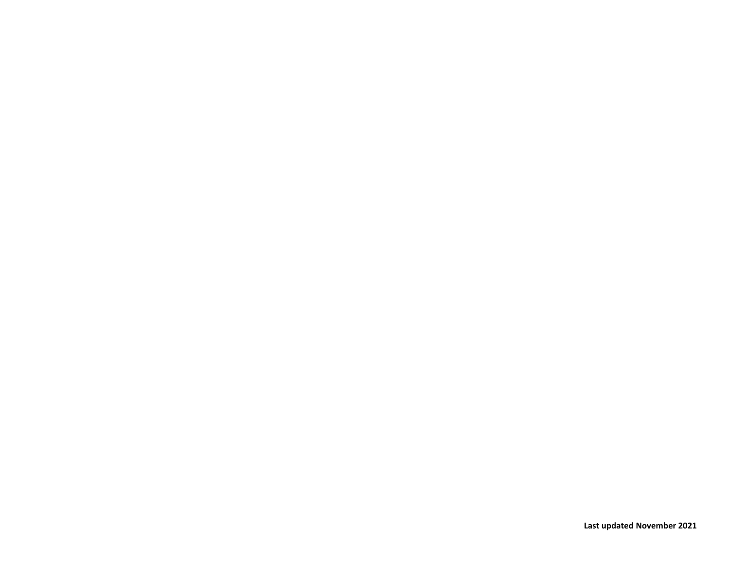**Last updated November 2021**